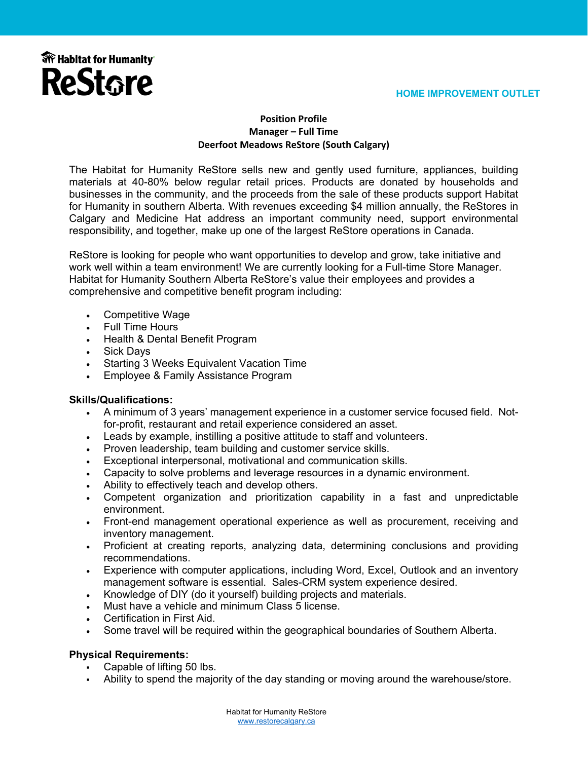Habitat for Humanity ReStore

HOME IMPROVEMENT OUTLET

**Position Profile**
**Manager – Full Time**
**Deerfoot Meadows ReStore (South Calgary)**

The Habitat for Humanity ReStore sells new and gently used furniture, appliances, building materials at 40-80% below regular retail prices. Products are donated by households and businesses in the community, and the proceeds from the sale of these products support Habitat for Humanity in southern Alberta. With revenues exceeding $4 million annually, the ReStores in Calgary and Medicine Hat address an important community need, support environmental responsibility, and together, make up one of the largest ReStore operations in Canada.

ReStore is looking for people who want opportunities to develop and grow, take initiative and work well within a team environment! We are currently looking for a Full-time Store Manager. Habitat for Humanity Southern Alberta ReStore's value their employees and provides a comprehensive and competitive benefit program including:

- Competitive Wage
- Full Time Hours
- Health & Dental Benefit Program
- Sick Days
- Starting 3 Weeks Equivalent Vacation Time
- Employee & Family Assistance Program

**Skills/Qualifications:**

- A minimum of 3 years' management experience in a customer service focused field. Not-for-profit, restaurant and retail experience considered an asset.
- Leads by example, instilling a positive attitude to staff and volunteers.
- Proven leadership, team building and customer service skills.
- Exceptional interpersonal, motivational and communication skills.
- Capacity to solve problems and leverage resources in a dynamic environment.
- Ability to effectively teach and develop others.
- Competent organization and prioritization capability in a fast and unpredictable environment.
- Front-end management operational experience as well as procurement, receiving and inventory management.
- Proficient at creating reports, analyzing data, determining conclusions and providing recommendations.
- Experience with computer applications, including Word, Excel, Outlook and an inventory management software is essential. Sales-CRM system experience desired.
- Knowledge of DIY (do it yourself) building projects and materials.
- Must have a vehicle and minimum Class 5 license.
- Certification in First Aid.
- Some travel will be required within the geographical boundaries of Southern Alberta.

**Physical Requirements:**

- Capable of lifting 50 lbs.
- Ability to spend the majority of the day standing or moving around the warehouse/store.

Habitat for Humanity ReStore
www.restorecalgary.ca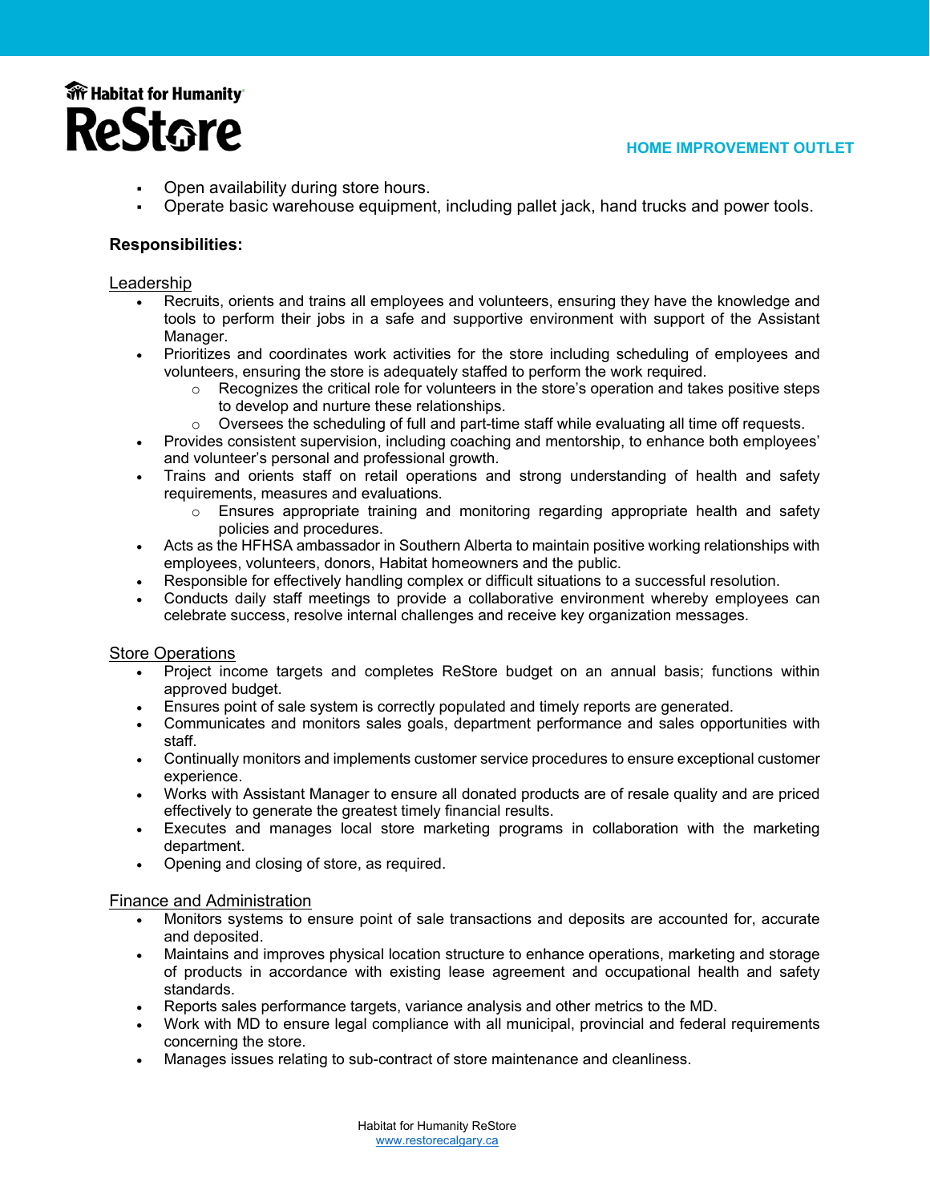- Open availability during store hours.
- Operate basic warehouse equipment, including pallet jack, hand trucks and power tools.

**Responsibilities:**

Leadership

- Recruits, orients and trains all employees and volunteers, ensuring they have the knowledge and tools to perform their jobs in a safe and supportive environment with support of the Assistant Manager.
- Prioritizes and coordinates work activities for the store including scheduling of employees and volunteers, ensuring the store is adequately staffed to perform the work required.
  - Recognizes the critical role for volunteers in the store's operation and takes positive steps to develop and nurture these relationships.
  - Oversees the scheduling of full and part-time staff while evaluating all time off requests.
- Provides consistent supervision, including coaching and mentorship, to enhance both employees' and volunteer's personal and professional growth.
- Trains and orients staff on retail operations and strong understanding of health and safety requirements, measures and evaluations.
  - Ensures appropriate training and monitoring regarding appropriate health and safety policies and procedures.
- Acts as the HFHSA ambassador in Southern Alberta to maintain positive working relationships with employees, volunteers, donors, Habitat homeowners and the public.
- Responsible for effectively handling complex or difficult situations to a successful resolution.
- Conducts daily staff meetings to provide a collaborative environment whereby employees can celebrate success, resolve internal challenges and receive key organization messages.

Store Operations

- Project income targets and completes ReStore budget on an annual basis; functions within approved budget.
- Ensures point of sale system is correctly populated and timely reports are generated.
- Communicates and monitors sales goals, department performance and sales opportunities with staff.
- Continually monitors and implements customer service procedures to ensure exceptional customer experience.
- Works with Assistant Manager to ensure all donated products are of resale quality and are priced effectively to generate the greatest timely financial results.
- Executes and manages local store marketing programs in collaboration with the marketing department.
- Opening and closing of store, as required.

Finance and Administration

- Monitors systems to ensure point of sale transactions and deposits are accounted for, accurate and deposited.
- Maintains and improves physical location structure to enhance operations, marketing and storage of products in accordance with existing lease agreement and occupational health and safety standards.
- Reports sales performance targets, variance analysis and other metrics to the MD.
- Work with MD to ensure legal compliance with all municipal, provincial and federal requirements concerning the store.
- Manages issues relating to sub-contract of store maintenance and cleanliness.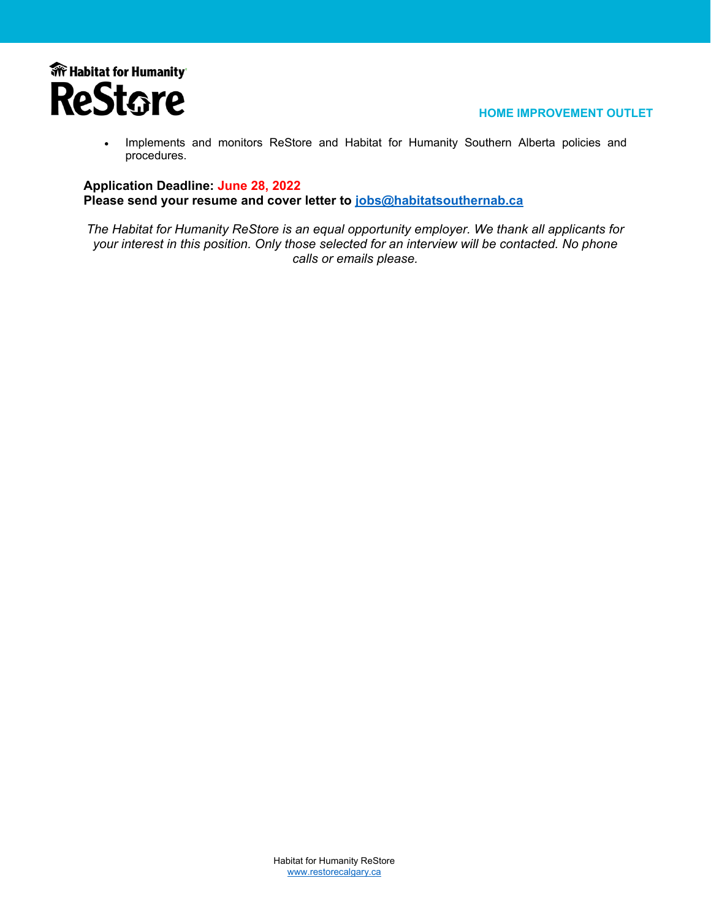- Implements and monitors ReStore and Habitat for Humanity Southern Alberta policies and procedures.

**Application Deadline: June 28, 2022**
**Please send your resume and cover letter to jobs@habitatsouthernab.ca**

*The Habitat for Humanity ReStore is an equal opportunity employer. We thank all applicants for your interest in this position. Only those selected for an interview will be contacted. No phone calls or emails please.*